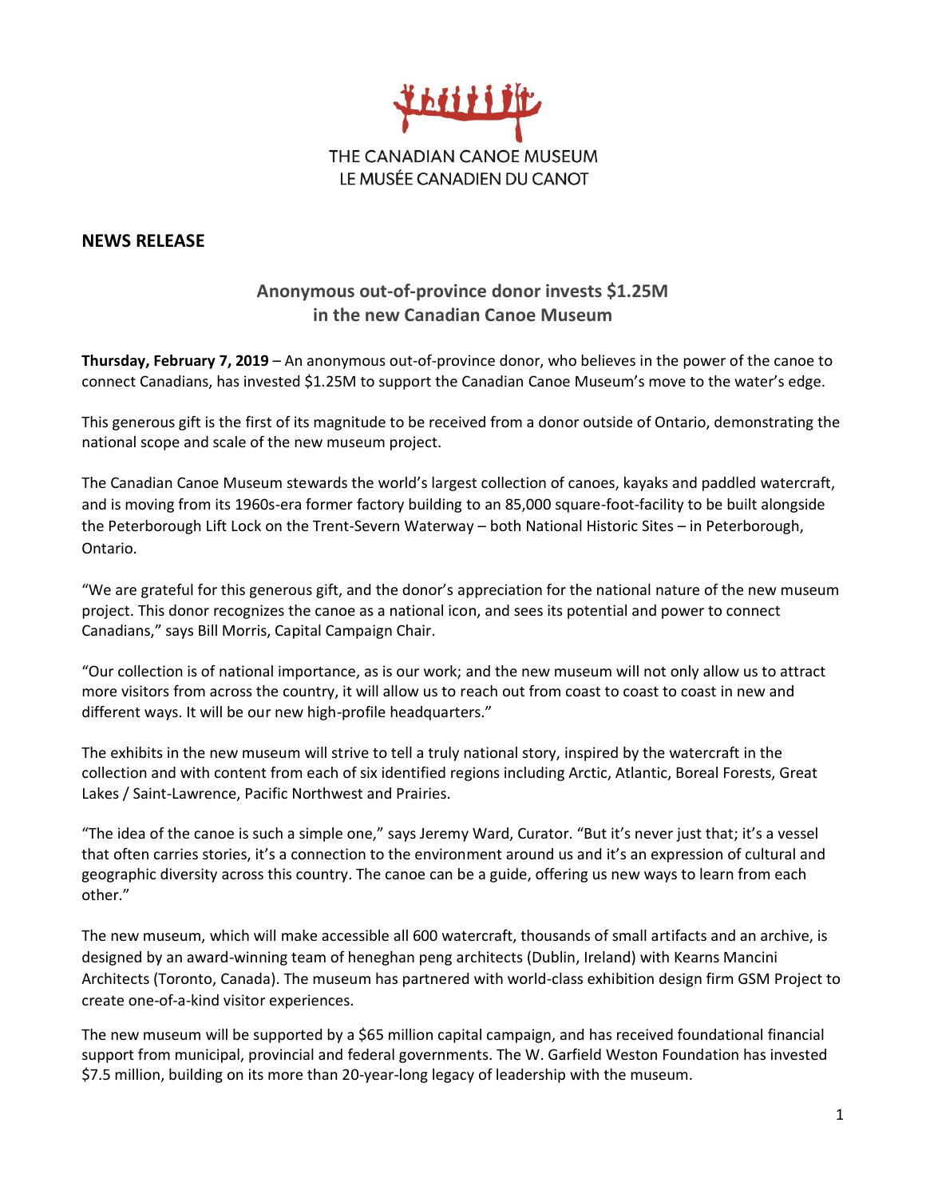THE CANADIAN CANOE MUSEUM
LE MUSÉE CANADIEN DU CANOT

## NEWS RELEASE

### Anonymous out-of-province donor invests $1.25M in the new Canadian Canoe Museum

**Thursday, February 7, 2019** – An anonymous out-of-province donor, who believes in the power of the canoe to connect Canadians, has invested $1.25M to support the Canadian Canoe Museum's move to the water's edge.

This generous gift is the first of its magnitude to be received from a donor outside of Ontario, demonstrating the national scope and scale of the new museum project.

The Canadian Canoe Museum stewards the world's largest collection of canoes, kayaks and paddled watercraft, and is moving from its 1960s-era former factory building to an 85,000 square-foot-facility to be built alongside the Peterborough Lift Lock on the Trent-Severn Waterway – both National Historic Sites – in Peterborough, Ontario.

"We are grateful for this generous gift, and the donor's appreciation for the national nature of the new museum project. This donor recognizes the canoe as a national icon, and sees its potential and power to connect Canadians," says Bill Morris, Capital Campaign Chair.

"Our collection is of national importance, as is our work; and the new museum will not only allow us to attract more visitors from across the country, it will allow us to reach out from coast to coast to coast in new and different ways. It will be our new high-profile headquarters."

The exhibits in the new museum will strive to tell a truly national story, inspired by the watercraft in the collection and with content from each of six identified regions including Arctic, Atlantic, Boreal Forests, Great Lakes / Saint-Lawrence, Pacific Northwest and Prairies.

"The idea of the canoe is such a simple one," says Jeremy Ward, Curator. "But it's never just that; it's a vessel that often carries stories, it's a connection to the environment around us and it's an expression of cultural and geographic diversity across this country. The canoe can be a guide, offering us new ways to learn from each other."

The new museum, which will make accessible all 600 watercraft, thousands of small artifacts and an archive, is designed by an award-winning team of heneghan peng architects (Dublin, Ireland) with Kearns Mancini Architects (Toronto, Canada). The museum has partnered with world-class exhibition design firm GSM Project to create one-of-a-kind visitor experiences.

The new museum will be supported by a $65 million capital campaign, and has received foundational financial support from municipal, provincial and federal governments. The W. Garfield Weston Foundation has invested $7.5 million, building on its more than 20-year-long legacy of leadership with the museum.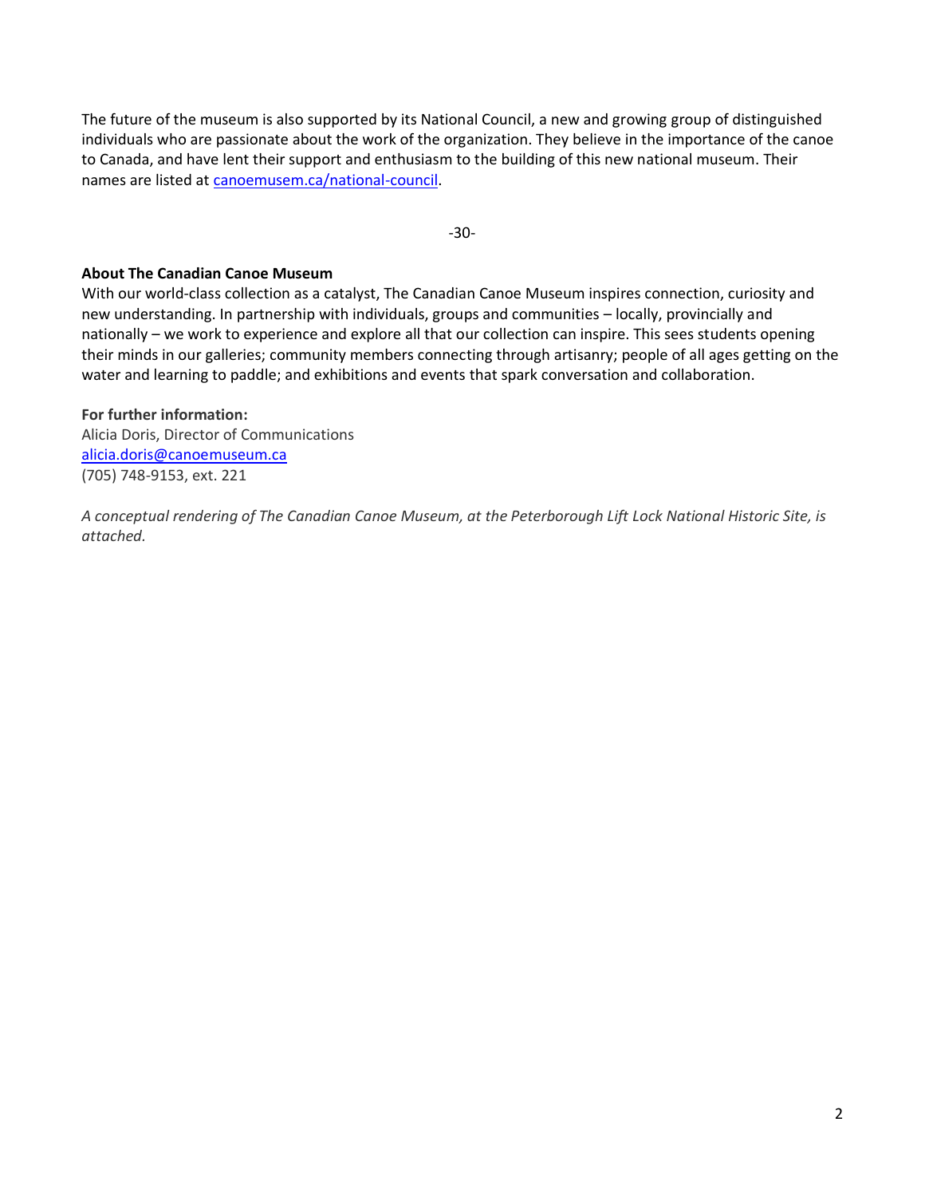The future of the museum is also supported by its National Council, a new and growing group of distinguished individuals who are passionate about the work of the organization. They believe in the importance of the canoe to Canada, and have lent their support and enthusiasm to the building of this new national museum. Their names are listed at [canoemusem.ca/national-council](canoemusem.ca/national-council).

-30-

**About The Canadian Canoe Museum**
With our world-class collection as a catalyst, The Canadian Canoe Museum inspires connection, curiosity and new understanding. In partnership with individuals, groups and communities – locally, provincially and nationally – we work to experience and explore all that our collection can inspire. This sees students opening their minds in our galleries; community members connecting through artisanry; people of all ages getting on the water and learning to paddle; and exhibitions and events that spark conversation and collaboration.

**For further information:**
Alicia Doris, Director of Communications
[alicia.doris@canoemuseum.ca](mailto:alicia.doris@canoemuseum.ca)
(705) 748-9153, ext. 221

*A conceptual rendering of The Canadian Canoe Museum, at the Peterborough Lift Lock National Historic Site, is attached.*